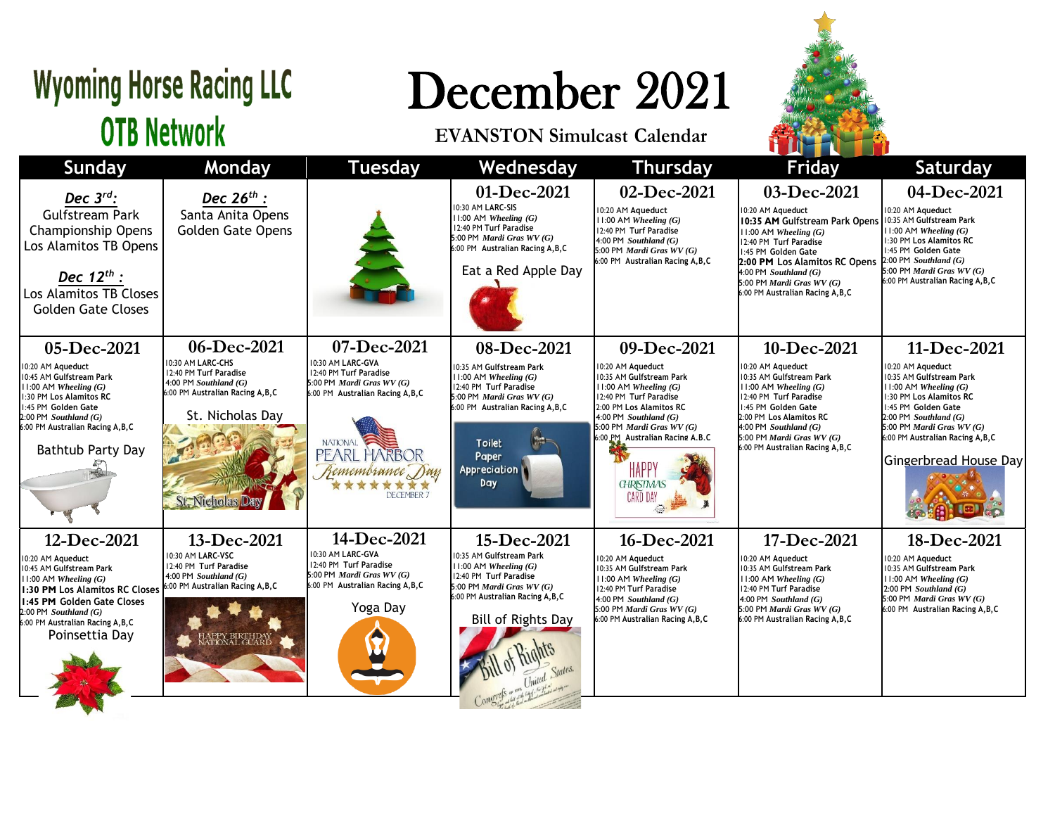# Wyoming Horse Racing LLC
## OTB Network

# December 2021
### EVANSTON Simulcast Calendar

| Sunday | Monday | Tuesday | Wednesday | Thursday | Friday | Saturday |
|---|---|---|---|---|---|---|
| ***Dec 3rd:*** Gulfstream Park Championship Opens Los Alamitos TB Opens ***Dec 12th :*** Los Alamitos TB Closes Golden Gate Closes | ***Dec 26th :*** Santa Anita Opens Golden Gate Opens | | **01-Dec-2021** 10:30 AM LARC-SIS 11:00 AM *Wheeling (G)* 12:40 PM Turf Paradise 5:00 PM *Mardi Gras WV (G)* 6:00 PM Australian Racing A,B,C Eat a Red Apple Day | **02-Dec-2021** 10:20 AM Aqueduct 11:00 AM *Wheeling (G)* 12:40 PM Turf Paradise 4:00 PM *Southland (G)* 5:00 PM *Mardi Gras WV (G)* 6:00 PM Australian Racing A,B,C | **03-Dec-2021** 10:20 AM Aqueduct **10:35 AM** Gulfstream Park Opens 11:00 AM *Wheeling (G)* 12:40 PM Turf Paradise 1:45 PM Golden Gate **2:00 PM** Los Alamitos RC Opens 4:00 PM *Southland (G)* 5:00 PM *Mardi Gras WV (G)* 6:00 PM Australian Racing A,B,C | **04-Dec-2021** 10:20 AM Aqueduct 10:35 AM Gulfstream Park 11:00 AM *Wheeling (G)* 1:30 PM Los Alamitos RC 1:45 PM Golden Gate 2:00 PM *Southland (G)* 5:00 PM *Mardi Gras WV (G)* 6:00 PM Australian Racing A,B,C |
| **05-Dec-2021** 10:20 AM Aqueduct 10:45 AM Gulfstream Park 11:00 AM *Wheeling (G)* 1:30 PM Los Alamitos RC 1:45 PM Golden Gate 2:00 PM *Southland (G)* 6:00 PM Australian Racing A,B,C Bathtub Party Day | **06-Dec-2021** 10:30 AM LARC-CHS 12:40 PM Turf Paradise 4:00 PM *Southland (G)* 6:00 PM Australian Racing A,B,C St. Nicholas Day | **07-Dec-2021** 10:30 AM LARC-GVA 12:40 PM Turf Paradise 5:00 PM *Mardi Gras WV (G)* 6:00 PM Australian Racing A,B,C National Pearl Harbor Remembrance Day December 7 | **08-Dec-2021** 10:35 AM Gulfstream Park 11:00 AM *Wheeling (G)* 12:40 PM Turf Paradise 5:00 PM *Mardi Gras WV (G)* 6:00 PM Australian Racing A,B,C Toilet Paper Appreciation Day | **09-Dec-2021** 10:20 AM Aqueduct 10:35 AM Gulfstream Park 11:00 AM *Wheeling (G)* 12:40 PM Turf Paradise 2:00 PM Los Alamitos RC 4:00 PM *Southland (G)* 5:00 PM *Mardi Gras WV (G)* 6:00 PM Australian Racing A,B,C Happy Christmas Card Day | **10-Dec-2021** 10:20 AM Aqueduct 10:35 AM Gulfstream Park 11:00 AM *Wheeling (G)* 12:40 PM Turf Paradise 1:45 PM Golden Gate 2:00 PM Los Alamitos RC 4:00 PM *Southland (G)* 5:00 PM *Mardi Gras WV (G)* 6:00 PM Australian Racing A,B,C | **11-Dec-2021** 10:20 AM Aqueduct 10:35 AM Gulfstream Park 11:00 AM *Wheeling (G)* 1:30 PM Los Alamitos RC 1:45 PM Golden Gate 2:00 PM *Southland (G)* 5:00 PM *Mardi Gras WV (G)* 6:00 PM Australian Racing A,B,C Gingerbread House Day |
| **12-Dec-2021** 10:20 AM Aqueduct 10:45 AM Gulfstream Park 11:00 AM *Wheeling (G)* **1:30 PM** Los Alamitos RC Closes **1:45 PM** Golden Gate Closes 2:00 PM *Southland (G)* 6:00 PM Australian Racing A,B,C Poinsettia Day | **13-Dec-2021** 10:30 AM LARC-VSC 12:40 PM Turf Paradise 4:00 PM *Southland (G)* 6:00 PM Australian Racing A,B,C Happy Birthday National Guard | **14-Dec-2021** 10:30 AM LARC-GVA 12:40 PM Turf Paradise 5:00 PM *Mardi Gras WV (G)* 6:00 PM Australian Racing A,B,C Yoga Day | **15-Dec-2021** 10:35 AM Gulfstream Park 11:00 AM *Wheeling (G)* 12:40 PM Turf Paradise 5:00 PM *Mardi Gras WV (G)* 6:00 PM Australian Racing A,B,C Bill of Rights Day | **16-Dec-2021** 10:20 AM Aqueduct 10:35 AM Gulfstream Park 11:00 AM *Wheeling (G)* 12:40 PM Turf Paradise 4:00 PM *Southland (G)* 5:00 PM *Mardi Gras WV (G)* 6:00 PM Australian Racing A,B,C | **17-Dec-2021** 10:20 AM Aqueduct 10:35 AM Gulfstream Park 11:00 AM *Wheeling (G)* 12:40 PM Turf Paradise 4:00 PM *Southland (G)* 5:00 PM *Mardi Gras WV (G)* 6:00 PM Australian Racing A,B,C | **18-Dec-2021** 10:20 AM Aqueduct 10:35 AM Gulfstream Park 11:00 AM *Wheeling (G)* 2:00 PM *Southland (G)* 5:00 PM *Mardi Gras WV (G)* 6:00 PM Australian Racing A,B,C |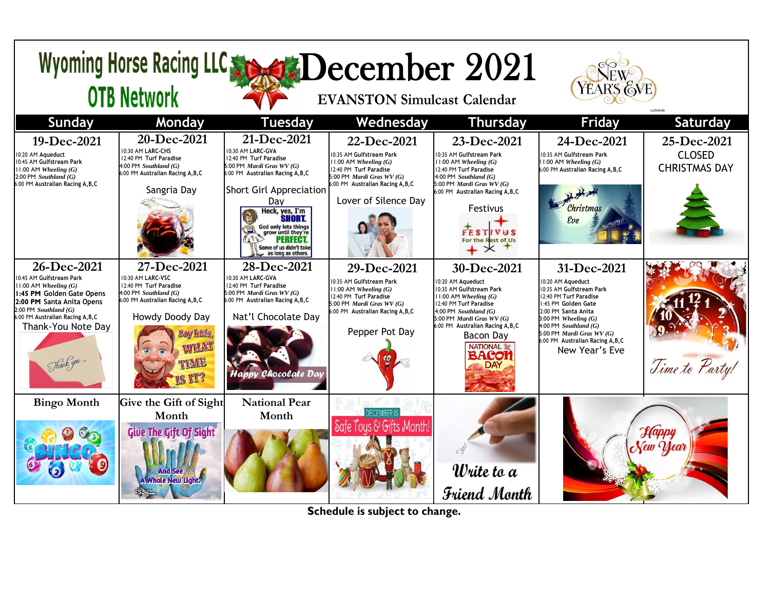# Wyoming Horse Racing LLC OTB Network

# December 2021

## EVANSTON Simulcast Calendar

| Sunday | Monday | Tuesday | Wednesday | Thursday | Friday | Saturday |
|---|---|---|---|---|---|---|
| **19-Dec-2021**<br>10:20 AM Aqueduct<br>10:45 AM Gulfstream Park<br>11:00 AM *Wheeling (G)*<br>2:00 PM *Southland (G)*<br>6:00 PM Australian Racing A,B,C | **20-Dec-2021**<br>10:30 AM LARC-CHS<br>12:40 PM Turf Paradise<br>4:00 PM *Southland (G)*<br>6:00 PM Australian Racing A,B,C<br>Sangria Day | **21-Dec-2021**<br>10:30 AM LARC-GVA<br>12:40 PM Turf Paradise<br>5:00 PM *Mardi Gras WV (G)*<br>6:00 PM Australian Racing A,B,C<br>Short Girl Appreciation Day | **22-Dec-2021**<br>10:35 AM Gulfstream Park<br>11:00 AM *Wheeling (G)*<br>12:40 PM Turf Paradise<br>5:00 PM *Mardi Gras WV (G)*<br>6:00 PM Australian Racing A,B,C<br>Lover of Silence Day | **23-Dec-2021**<br>10:35 AM Gulfstream Park<br>11:00 AM *Wheeling (G)*<br>12:40 PM Turf Paradise<br>4:00 PM *Southland (G)*<br>5:00 PM *Mardi Gras WV (G)*<br>6:00 PM Australian Racing A,B,C<br>Festivus | **24-Dec-2021**<br>10:35 AM Gulfstream Park<br>11:00 AM *Wheeling (G)*<br>6:00 PM Australian Racing A,B,C | **25-Dec-2021**<br>CLOSED<br>CHRISTMAS DAY |
| **26-Dec-2021**<br>10:45 AM Gulfstream Park<br>11:00 AM *Wheeling (G)*<br>**1:45 PM** Golden Gate Opens<br>**2:00 PM** Santa Anita Opens<br>2:00 PM *Southland (G)*<br>6:00 PM Australian Racing A,B,C<br>Thank-You Note Day | **27-Dec-2021**<br>10:30 AM LARC-VSC<br>12:40 PM Turf Paradise<br>4:00 PM *Southland (G)*<br>6:00 PM Australian Racing A,B,C<br>Howdy Doody Day | **28-Dec-2021**<br>10:30 AM LARC-GVA<br>12:40 PM Turf Paradise<br>5:00 PM *Mardi Gras WV (G)*<br>6:00 PM Australian Racing A,B,C<br>Nat'l Chocolate Day | **29-Dec-2021**<br>10:35 AM Gulfstream Park<br>11:00 AM *Wheeling (G)*<br>12:40 PM Turf Paradise<br>5:00 PM *Mardi Gras WV (G)*<br>6:00 PM Australian Racing A,B,C<br>Pepper Pot Day | **30-Dec-2021**<br>10:20 AM Aqueduct<br>10:35 AM Gulfstream Park<br>11:00 AM *Wheeling (G)*<br>12:40 PM Turf Paradise<br>4:00 PM *Southland (G)*<br>5:00 PM *Mardi Gras WV (G)*<br>6:00 PM Australian Racing A,B,C<br>Bacon Day | **31-Dec-2021**<br>10:20 AM Aqueduct<br>10:35 AM Gulfstream Park<br>12:40 PM Turf Paradise<br>1:45 PM Golden Gate<br>2:00 PM Santa Anita<br>3:00 PM *Wheeling (G)*<br>4:00 PM *Southland (G)*<br>5:00 PM *Mardi Gras WV (G)*<br>6:00 PM Australian Racing A,B,C<br>New Year's Eve | Time to Party! |
| **Bingo Month** | **Give the Gift of Sight Month** | **National Pear Month** | December is Safe Toys & Gifts Month! | Write to a Friend Month | Happy New Year | |

**Schedule is subject to change.**